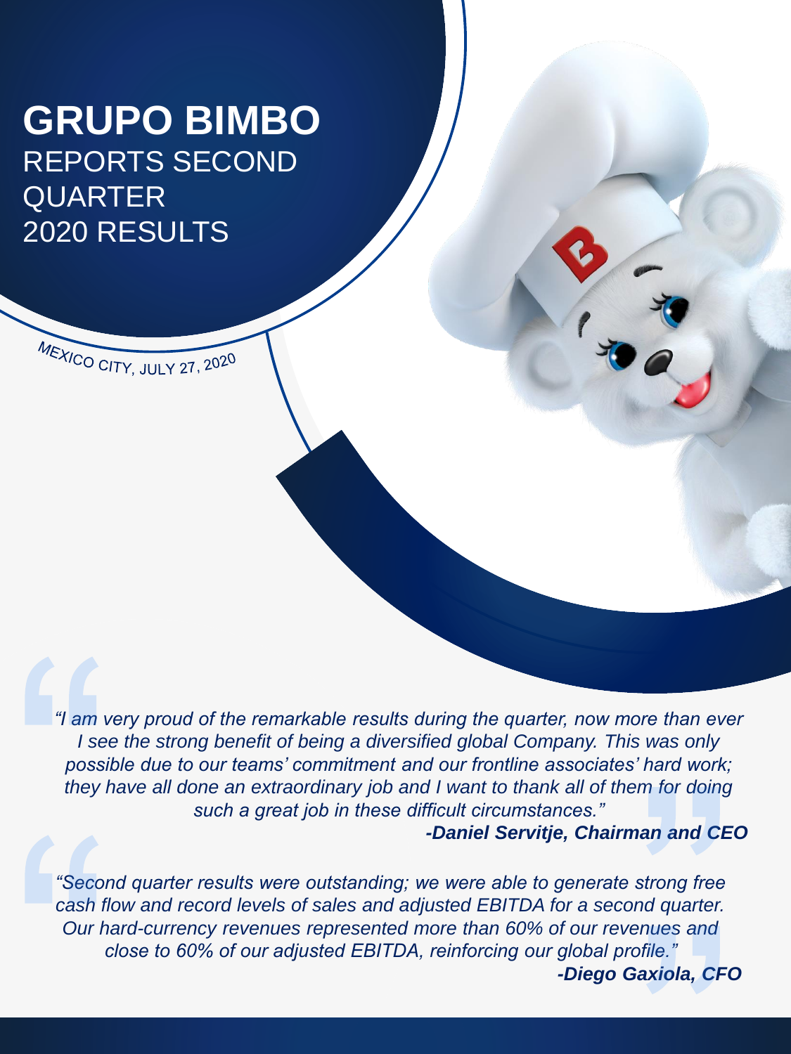# GRUPO BIMBO

REPORTS SECOND QUARTER 2020 RESULTS

MEXICO CITY, JULY 27, 2020

*"I am very proud of the remarkable results during the quarter, now more than ever I see the strong benefit of being a diversified global Company. This was only possible due to our teams' commitment and our frontline associates' hard work; they have all done an extraordinary job and I want to thank all of them for doing such a great job in these difficult circumstances."*

***-Daniel Servitje, Chairman and CEO***

*"Second quarter results were outstanding; we were able to generate strong free cash flow and record levels of sales and adjusted EBITDA for a second quarter. Our hard-currency revenues represented more than 60% of our revenues and close to 60% of our adjusted EBITDA, reinforcing our global profile."*

***-Diego Gaxiola, CFO***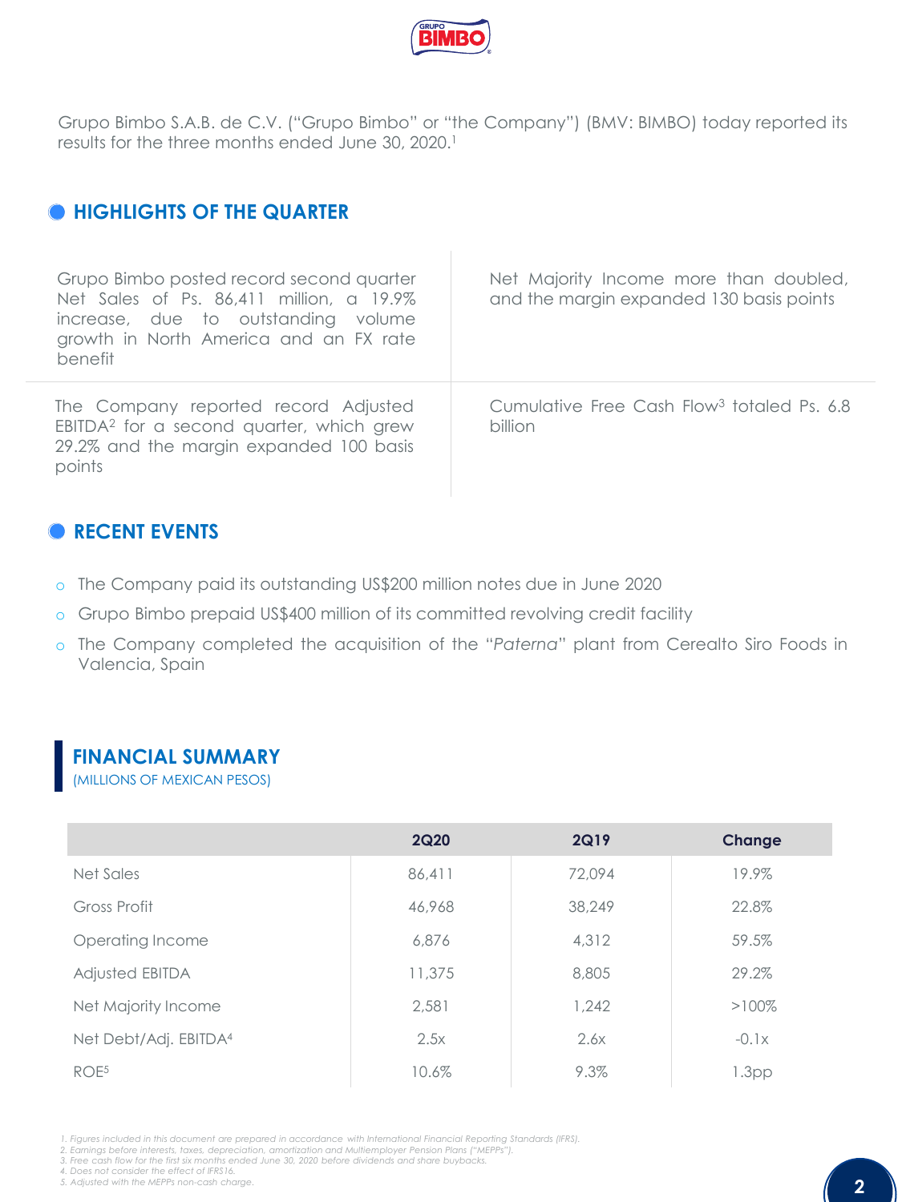Grupo Bimbo S.A.B. de C.V. ("Grupo Bimbo" or "the Company") (BMV: BIMBO) today reported its results for the three months ended June 30, 2020.[1]

## HIGHLIGHTS OF THE QUARTER

Grupo Bimbo posted record second quarter Net Sales of Ps. 86,411 million, a 19.9% increase, due to outstanding volume growth in North America and an FX rate benefit

Net Majority Income more than doubled, and the margin expanded 130 basis points

The Company reported record Adjusted EBITDA[2] for a second quarter, which grew 29.2% and the margin expanded 100 basis points

Cumulative Free Cash Flow[3] totaled Ps. 6.8 billion

## RECENT EVENTS

- The Company paid its outstanding US$200 million notes due in June 2020
- Grupo Bimbo prepaid US$400 million of its committed revolving credit facility
- The Company completed the acquisition of the "*Paterna*" plant from Cerealto Siro Foods in Valencia, Spain

## FINANCIAL SUMMARY

(MILLIONS OF MEXICAN PESOS)

| | 2Q20 | 2Q19 | Change |
|---|---|---|---|
| Net Sales | 86,411 | 72,094 | 19.9% |
| Gross Profit | 46,968 | 38,249 | 22.8% |
| Operating Income | 6,876 | 4,312 | 59.5% |
| Adjusted EBITDA | 11,375 | 8,805 | 29.2% |
| Net Majority Income | 2,581 | 1,242 | >100% |
| Net Debt/Adj. EBITDA[4] | 2.5x | 2.6x | -0.1x |
| ROE[5] | 10.6% | 9.3% | 1.3pp |

1. Figures included in this document are prepared in accordance with International Financial Reporting Standards (IFRS).
2. Earnings before interests, taxes, depreciation, amortization and Multiemployer Pension Plans ("MEPPs").
3. Free cash flow for the first six months ended June 30, 2020 before dividends and share buybacks.
4. Does not consider the effect of IFRS16.
5. Adjusted with the MEPPs non-cash charge.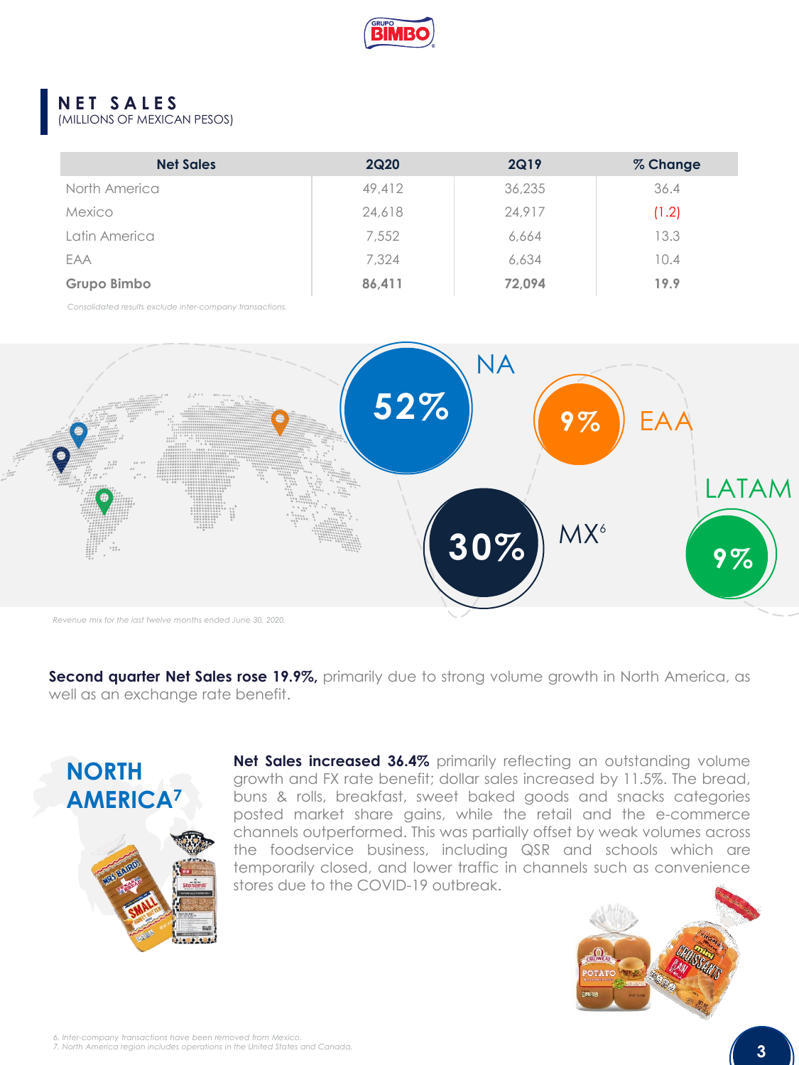## NET SALES
(MILLIONS OF MEXICAN PESOS)

| Net Sales | 2Q20 | 2Q19 | % Change |
|---|---|---|---|
| North America | 49,412 | 36,235 | 36.4 |
| Mexico | 24,618 | 24,917 | (1.2) |
| Latin America | 7,552 | 6,664 | 13.3 |
| EAA | 7,324 | 6,634 | 10.4 |
| **Grupo Bimbo** | **86,411** | **72,094** | **19.9** |

*Consolidated results exclude inter-company transactions.*

NA 52%

EAA 9%

MX[6] 30%

LATAM 9%

*Revenue mix for the last twelve months ended June 30, 2020.*

**Second quarter Net Sales rose 19.9%,** primarily due to strong volume growth in North America, as well as an exchange rate benefit.

## NORTH AMERICA[7]

**Net Sales increased 36.4%** primarily reflecting an outstanding volume growth and FX rate benefit; dollar sales increased by 11.5%. The bread, buns & rolls, breakfast, sweet baked goods and snacks categories posted market share gains, while the retail and the e-commerce channels outperformed. This was partially offset by weak volumes across the foodservice business, including QSR and schools which are temporarily closed, and lower traffic in channels such as convenience stores due to the COVID-19 outbreak.

*6. Inter-company transactions have been removed from Mexico.*
*7. North America region includes operations in the United States and Canada.*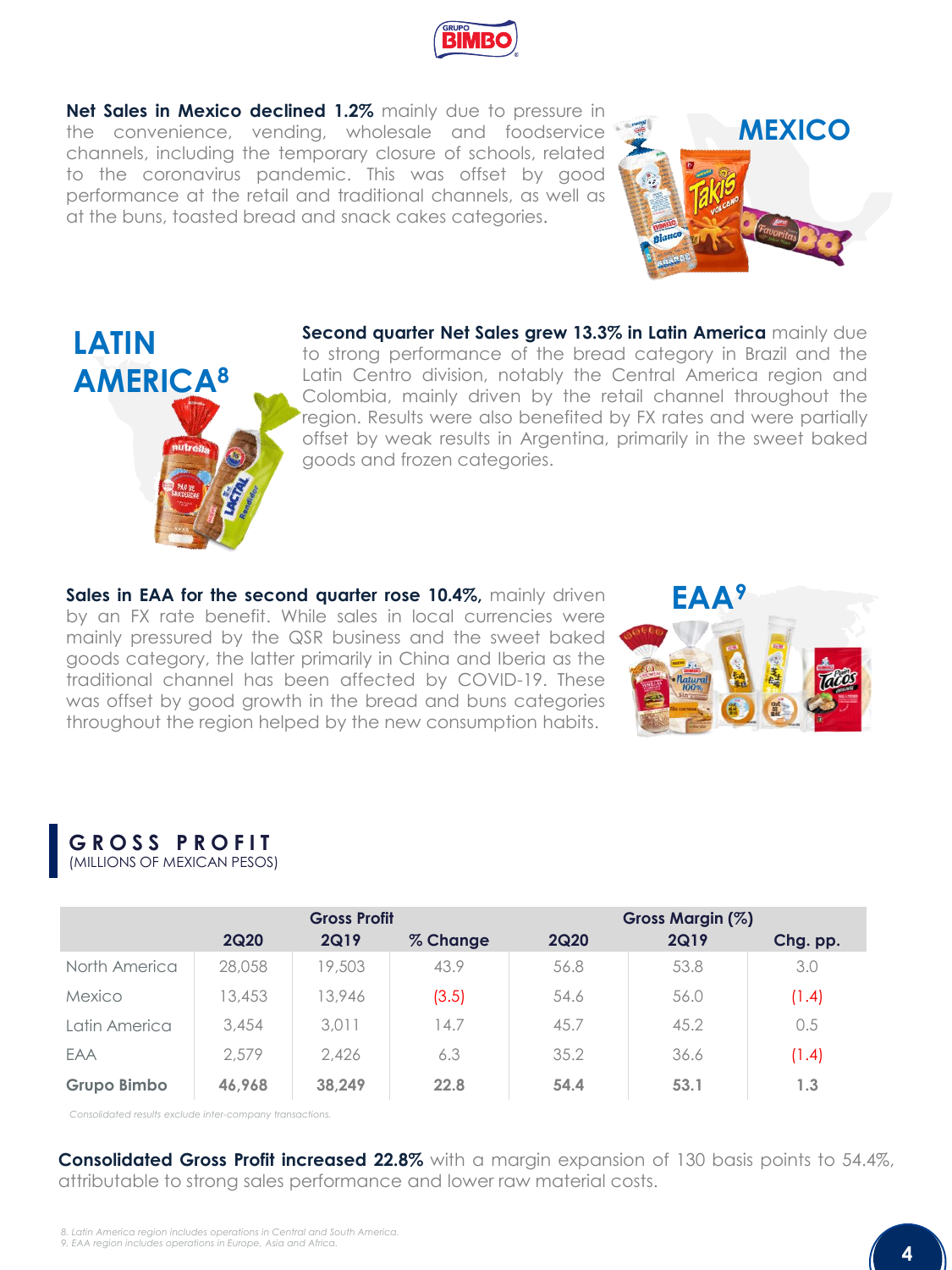**Net Sales in Mexico declined 1.2%** mainly due to pressure in the convenience, vending, wholesale and foodservice channels, including the temporary closure of schools, related to the coronavirus pandemic. This was offset by good performance at the retail and traditional channels, as well as at the buns, toasted bread and snack cakes categories.

## MEXICO

## LATIN AMERICA[8]

**Second quarter Net Sales grew 13.3% in Latin America** mainly due to strong performance of the bread category in Brazil and the Latin Centro division, notably the Central America region and Colombia, mainly driven by the retail channel throughout the region. Results were also benefited by FX rates and were partially offset by weak results in Argentina, primarily in the sweet baked goods and frozen categories.

**Sales in EAA for the second quarter rose 10.4%,** mainly driven by an FX rate benefit. While sales in local currencies were mainly pressured by the QSR business and the sweet baked goods category, the latter primarily in China and Iberia as the traditional channel has been affected by COVID-19. These was offset by good growth in the bread and buns categories throughout the region helped by the new consumption habits.

## EAA[9]

## GROSS PROFIT
(MILLIONS OF MEXICAN PESOS)

| | Gross Profit | | | Gross Margin (%) | | |
|---|---|---|---|---|---|---|
| | **2Q20** | **2Q19** | **% Change** | **2Q20** | **2Q19** | **Chg. pp.** |
| North America | 28,058 | 19,503 | 43.9 | 56.8 | 53.8 | 3.0 |
| Mexico | 13,453 | 13,946 | (3.5) | 54.6 | 56.0 | (1.4) |
| Latin America | 3,454 | 3,011 | 14.7 | 45.7 | 45.2 | 0.5 |
| EAA | 2,579 | 2,426 | 6.3 | 35.2 | 36.6 | (1.4) |
| **Grupo Bimbo** | **46,968** | **38,249** | **22.8** | **54.4** | **53.1** | **1.3** |

*Consolidated results exclude inter-company transactions.*

**Consolidated Gross Profit increased 22.8%** with a margin expansion of 130 basis points to 54.4%, attributable to strong sales performance and lower raw material costs.

*8. Latin America region includes operations in Central and South America.*
*9. EAA region includes operations in Europe, Asia and Africa.*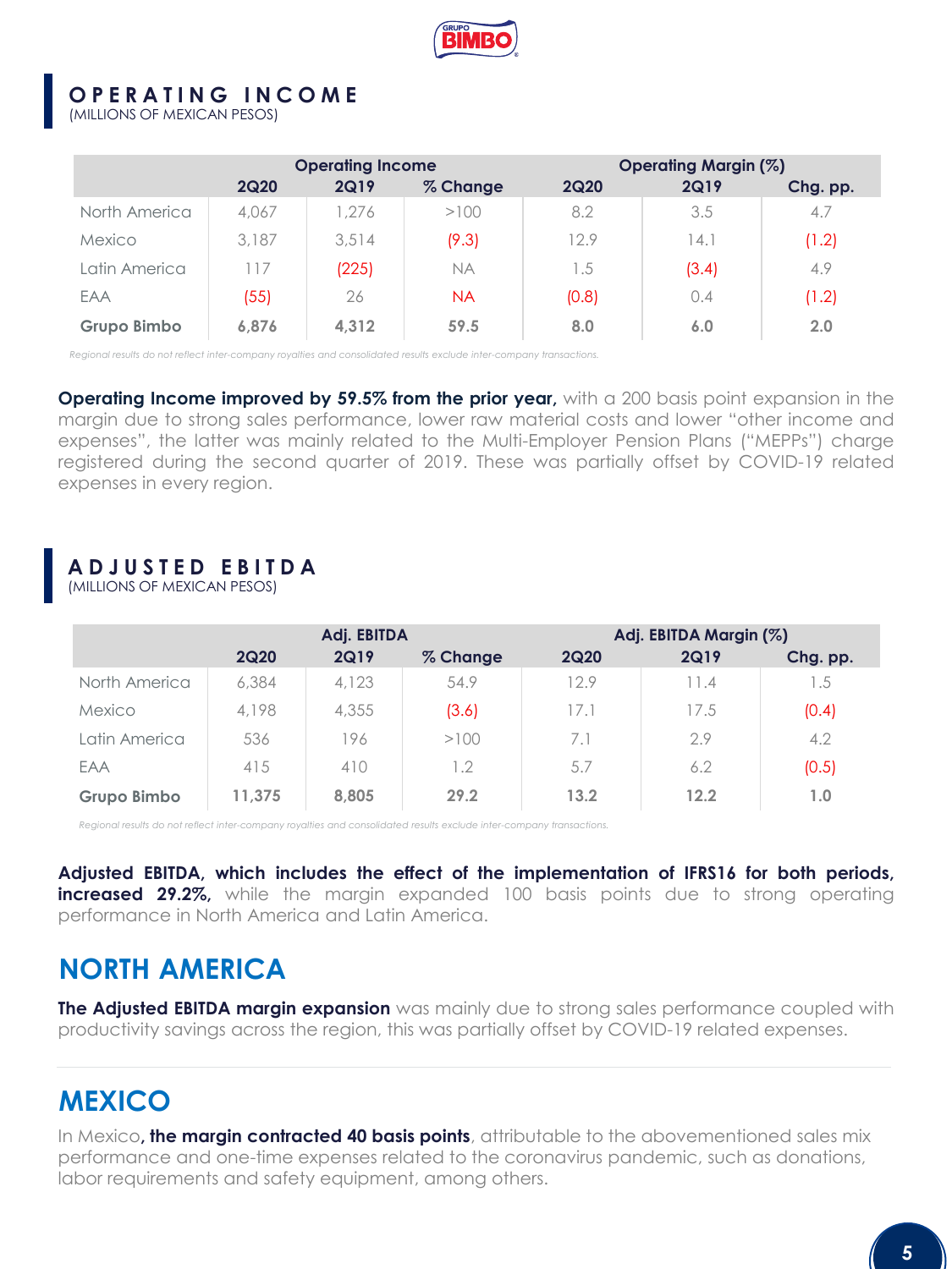## OPERATING INCOME

(MILLIONS OF MEXICAN PESOS)

| | Operating Income | | | Operating Margin (%) | | |
|---|---|---|---|---|---|---|
| | 2Q20 | 2Q19 | % Change | 2Q20 | 2Q19 | Chg. pp. |
| North America | 4,067 | 1,276 | >100 | 8.2 | 3.5 | 4.7 |
| Mexico | 3,187 | 3,514 | (9.3) | 12.9 | 14.1 | (1.2) |
| Latin America | 117 | (225) | NA | 1.5 | (3.4) | 4.9 |
| EAA | (55) | 26 | NA | (0.8) | 0.4 | (1.2) |
| **Grupo Bimbo** | **6,876** | **4,312** | **59.5** | **8.0** | **6.0** | **2.0** |

*Regional results do not reflect inter-company royalties and consolidated results exclude inter-company transactions.*

**Operating Income improved by 59.5% from the prior year,** with a 200 basis point expansion in the margin due to strong sales performance, lower raw material costs and lower "other income and expenses", the latter was mainly related to the Multi-Employer Pension Plans ("MEPPs") charge registered during the second quarter of 2019. These was partially offset by COVID-19 related expenses in every region.

## ADJUSTED EBITDA

(MILLIONS OF MEXICAN PESOS)

| | Adj. EBITDA | | | Adj. EBITDA Margin (%) | | |
|---|---|---|---|---|---|---|
| | 2Q20 | 2Q19 | % Change | 2Q20 | 2Q19 | Chg. pp. |
| North America | 6,384 | 4,123 | 54.9 | 12.9 | 11.4 | 1.5 |
| Mexico | 4,198 | 4,355 | (3.6) | 17.1 | 17.5 | (0.4) |
| Latin America | 536 | 196 | >100 | 7.1 | 2.9 | 4.2 |
| EAA | 415 | 410 | 1.2 | 5.7 | 6.2 | (0.5) |
| **Grupo Bimbo** | **11,375** | **8,805** | **29.2** | **13.2** | **12.2** | **1.0** |

*Regional results do not reflect inter-company royalties and consolidated results exclude inter-company transactions.*

**Adjusted EBITDA, which includes the effect of the implementation of IFRS16 for both periods, increased 29.2%,** while the margin expanded 100 basis points due to strong operating performance in North America and Latin America.

## NORTH AMERICA

**The Adjusted EBITDA margin expansion** was mainly due to strong sales performance coupled with productivity savings across the region, this was partially offset by COVID-19 related expenses.

## MEXICO

In Mexico**, the margin contracted 40 basis points**, attributable to the abovementioned sales mix performance and one-time expenses related to the coronavirus pandemic, such as donations, labor requirements and safety equipment, among others.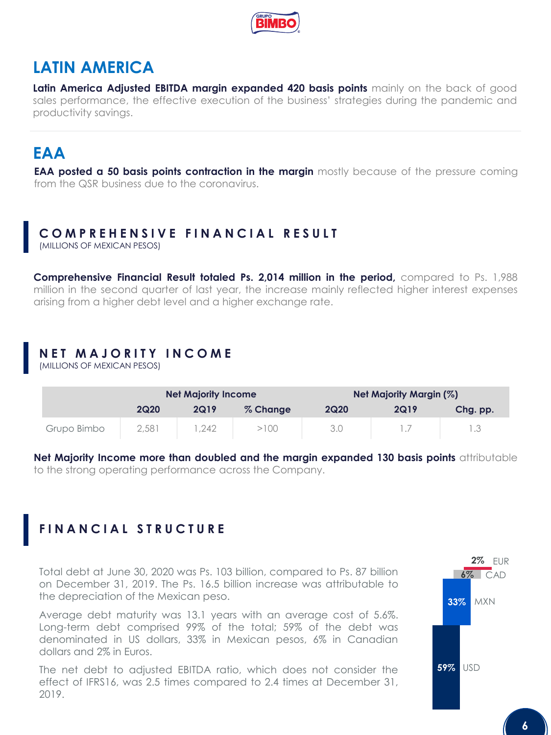## LATIN AMERICA

**Latin America Adjusted EBITDA margin expanded 420 basis points** mainly on the back of good sales performance, the effective execution of the business' strategies during the pandemic and productivity savings.

## EAA

**EAA posted a 50 basis points contraction in the margin** mostly because of the pressure coming from the QSR business due to the coronavirus.

## COMPREHENSIVE FINANCIAL RESULT

(MILLIONS OF MEXICAN PESOS)

**Comprehensive Financial Result totaled Ps. 2,014 million in the period,** compared to Ps. 1,988 million in the second quarter of last year, the increase mainly reflected higher interest expenses arising from a higher debt level and a higher exchange rate.

## NET MAJORITY INCOME

(MILLIONS OF MEXICAN PESOS)

| | Net Majority Income | | | Net Majority Margin (%) | | |
|---|---|---|---|---|---|---|
| | 2Q20 | 2Q19 | % Change | 2Q20 | 2Q19 | Chg. pp. |
| Grupo Bimbo | 2,581 | 1,242 | >100 | 3.0 | 1.7 | 1.3 |

**Net Majority Income more than doubled and the margin expanded 130 basis points** attributable to the strong operating performance across the Company.

## FINANCIAL STRUCTURE

Total debt at June 30, 2020 was Ps. 103 billion, compared to Ps. 87 billion on December 31, 2019. The Ps. 16.5 billion increase was attributable to the depreciation of the Mexican peso.

Average debt maturity was 13.1 years with an average cost of 5.6%. Long-term debt comprised 99% of the total; 59% of the debt was denominated in US dollars, 33% in Mexican pesos, 6% in Canadian dollars and 2% in Euros.

The net debt to adjusted EBITDA ratio, which does not consider the effect of IFRS16, was 2.5 times compared to 2.4 times at December 31, 2019.

2% EUR
6% CAD
33% MXN
59% USD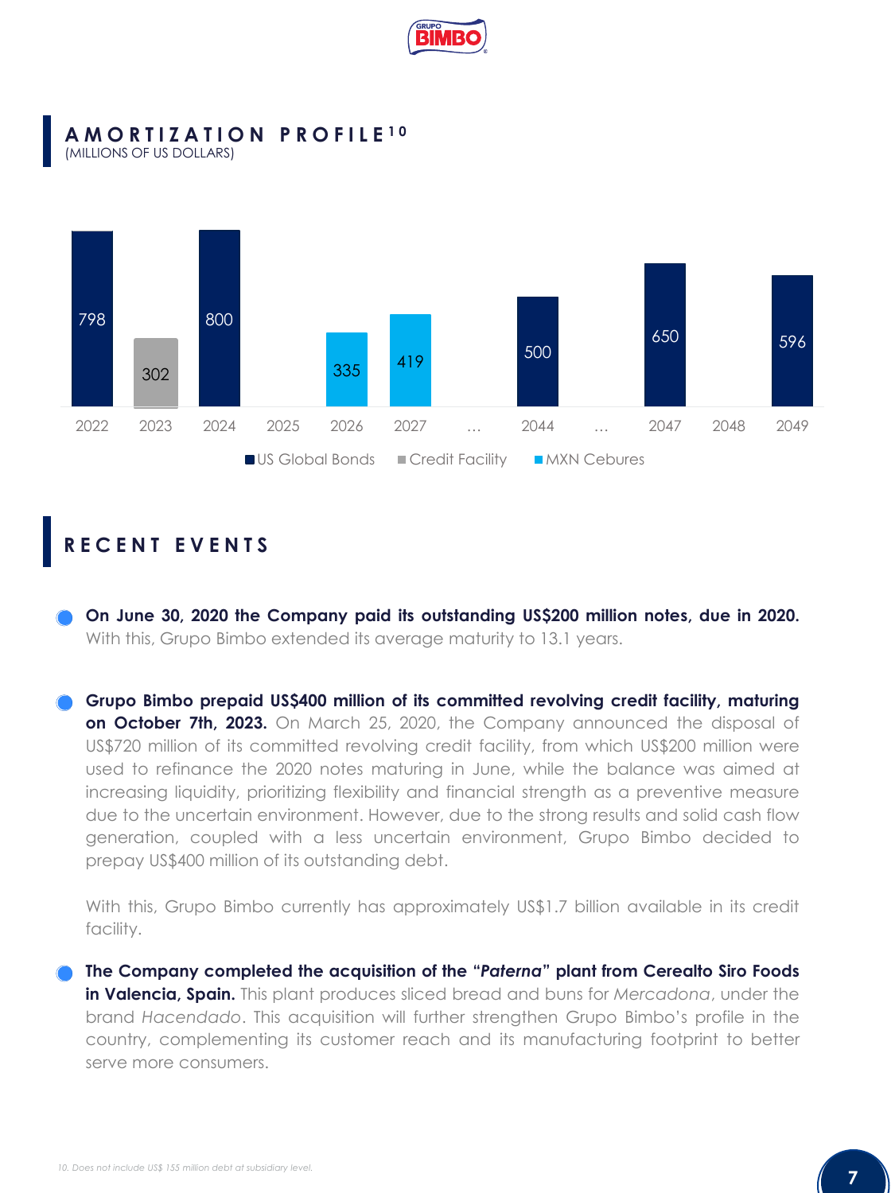## AMORTIZATION PROFILE[10]

(MILLIONS OF US DOLLARS)

| Year | Amount | Type |
|---|---|---|
| 2022 | 798 | US Global Bonds |
| 2023 | 302 | Credit Facility |
| 2024 | 800 | US Global Bonds |
| 2025 | | |
| 2026 | 335 | MXN Cebures |
| 2027 | 419 | MXN Cebures |
| … | | |
| 2044 | 500 | US Global Bonds |
| … | | |
| 2047 | 650 | US Global Bonds |
| 2048 | | |
| 2049 | 596 | US Global Bonds |

## RECENT EVENTS

- **On June 30, 2020 the Company paid its outstanding US$200 million notes, due in 2020.** With this, Grupo Bimbo extended its average maturity to 13.1 years.

- **Grupo Bimbo prepaid US$400 million of its committed revolving credit facility, maturing on October 7th, 2023.** On March 25, 2020, the Company announced the disposal of US$720 million of its committed revolving credit facility, from which US$200 million were used to refinance the 2020 notes maturing in June, while the balance was aimed at increasing liquidity, prioritizing flexibility and financial strength as a preventive measure due to the uncertain environment. However, due to the strong results and solid cash flow generation, coupled with a less uncertain environment, Grupo Bimbo decided to prepay US$400 million of its outstanding debt.

  With this, Grupo Bimbo currently has approximately US$1.7 billion available in its credit facility.

- **The Company completed the acquisition of the "*Paterna*" plant from Cerealto Siro Foods in Valencia, Spain.** This plant produces sliced bread and buns for *Mercadona*, under the brand *Hacendado*. This acquisition will further strengthen Grupo Bimbo's profile in the country, complementing its customer reach and its manufacturing footprint to better serve more consumers.

10. Does not include US$ 155 million debt at subsidiary level.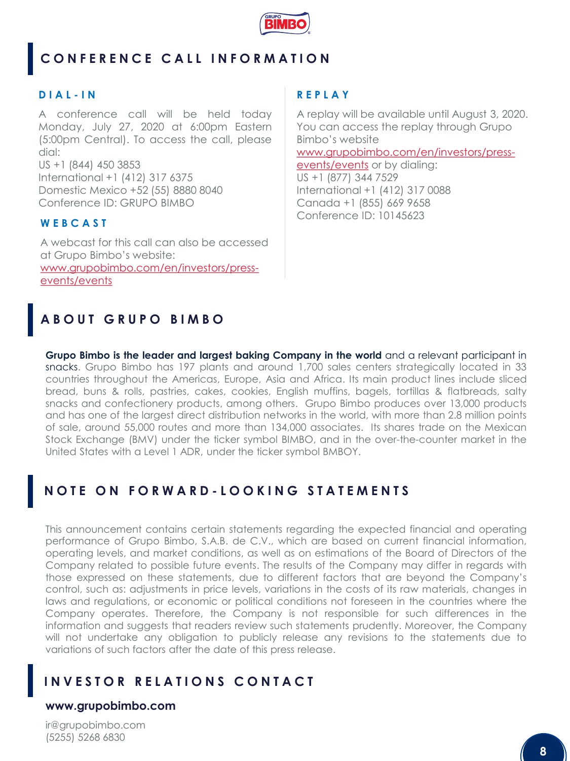# CONFERENCE CALL INFORMATION

### DIAL-IN

A conference call will be held today Monday, July 27, 2020 at 6:00pm Eastern (5:00pm Central). To access the call, please dial:
US +1 (844) 450 3853
International +1 (412) 317 6375
Domestic Mexico +52 (55) 8880 8040
Conference ID: GRUPO BIMBO

### WEBCAST

A webcast for this call can also be accessed at Grupo Bimbo's website:
www.grupobimbo.com/en/investors/press-events/events

### REPLAY

A replay will be available until August 3, 2020. You can access the replay through Grupo Bimbo's website www.grupobimbo.com/en/investors/press-events/events or by dialing:
US +1 (877) 344 7529
International +1 (412) 317 0088
Canada +1 (855) 669 9658
Conference ID: 10145623

# ABOUT GRUPO BIMBO

**Grupo Bimbo is the leader and largest baking Company in the world** and a relevant participant in snacks. Grupo Bimbo has 197 plants and around 1,700 sales centers strategically located in 33 countries throughout the Americas, Europe, Asia and Africa. Its main product lines include sliced bread, buns & rolls, pastries, cakes, cookies, English muffins, bagels, tortillas & flatbreads, salty snacks and confectionery products, among others. Grupo Bimbo produces over 13,000 products and has one of the largest direct distribution networks in the world, with more than 2.8 million points of sale, around 55,000 routes and more than 134,000 associates. Its shares trade on the Mexican Stock Exchange (BMV) under the ticker symbol BIMBO, and in the over-the-counter market in the United States with a Level 1 ADR, under the ticker symbol BMBOY.

# NOTE ON FORWARD-LOOKING STATEMENTS

This announcement contains certain statements regarding the expected financial and operating performance of Grupo Bimbo, S.A.B. de C.V., which are based on current financial information, operating levels, and market conditions, as well as on estimations of the Board of Directors of the Company related to possible future events. The results of the Company may differ in regards with those expressed on these statements, due to different factors that are beyond the Company's control, such as: adjustments in price levels, variations in the costs of its raw materials, changes in laws and regulations, or economic or political conditions not foreseen in the countries where the Company operates. Therefore, the Company is not responsible for such differences in the information and suggests that readers review such statements prudently. Moreover, the Company will not undertake any obligation to publicly release any revisions to the statements due to variations of such factors after the date of this press release.

# INVESTOR RELATIONS CONTACT

**www.grupobimbo.com**

ir@grupobimbo.com
(5255) 5268 6830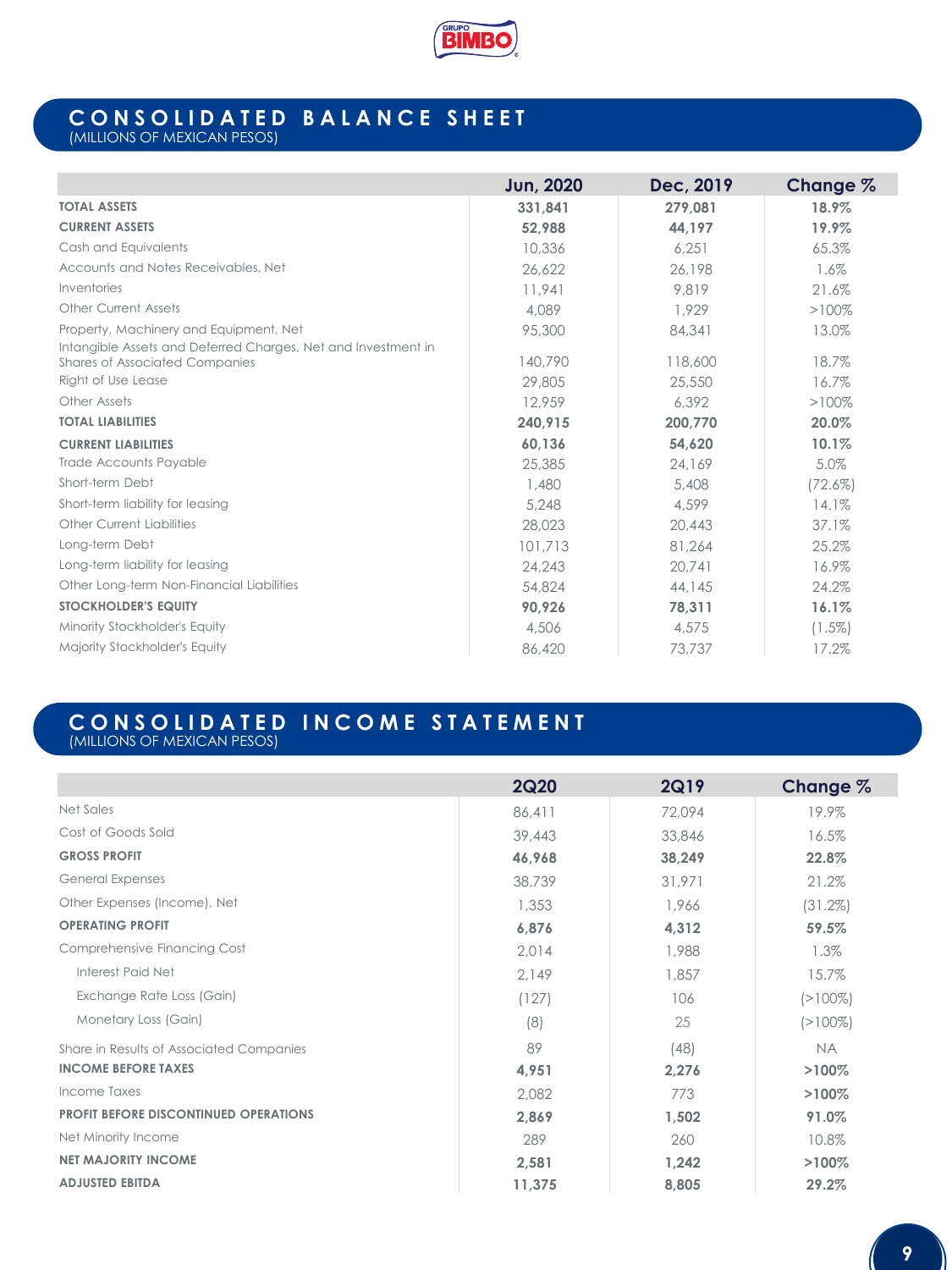## CONSOLIDATED BALANCE SHEET
(MILLIONS OF MEXICAN PESOS)

| | Jun, 2020 | Dec, 2019 | Change % |
|---|---|---|---|
| **TOTAL ASSETS** | **331,841** | **279,081** | **18.9%** |
| **CURRENT ASSETS** | **52,988** | **44,197** | **19.9%** |
| Cash and Equivalents | 10,336 | 6,251 | 65.3% |
| Accounts and Notes Receivables, Net | 26,622 | 26,198 | 1.6% |
| Inventories | 11,941 | 9,819 | 21.6% |
| Other Current Assets | 4,089 | 1,929 | >100% |
| Property, Machinery and Equipment, Net | 95,300 | 84,341 | 13.0% |
| Intangible Assets and Deferred Charges, Net and Investment in Shares of Associated Companies | 140,790 | 118,600 | 18.7% |
| Right of Use Lease | 29,805 | 25,550 | 16.7% |
| Other Assets | 12,959 | 6,392 | >100% |
| **TOTAL LIABILITIES** | **240,915** | **200,770** | **20.0%** |
| **CURRENT LIABILITIES** | **60,136** | **54,620** | **10.1%** |
| Trade Accounts Payable | 25,385 | 24,169 | 5.0% |
| Short-term Debt | 1,480 | 5,408 | (72.6%) |
| Short-term liability for leasing | 5,248 | 4,599 | 14.1% |
| Other Current Liabilities | 28,023 | 20,443 | 37.1% |
| Long-term Debt | 101,713 | 81,264 | 25.2% |
| Long-term liability for leasing | 24,243 | 20,741 | 16.9% |
| Other Long-term Non-Financial Liabilities | 54,824 | 44,145 | 24.2% |
| **STOCKHOLDER'S EQUITY** | **90,926** | **78,311** | **16.1%** |
| Minority Stockholder's Equity | 4,506 | 4,575 | (1.5%) |
| Majority Stockholder's Equity | 86,420 | 73,737 | 17.2% |

## CONSOLIDATED INCOME STATEMENT
(MILLIONS OF MEXICAN PESOS)

| | 2Q20 | 2Q19 | Change % |
|---|---|---|---|
| Net Sales | 86,411 | 72,094 | 19.9% |
| Cost of Goods Sold | 39,443 | 33,846 | 16.5% |
| **GROSS PROFIT** | **46,968** | **38,249** | **22.8%** |
| General Expenses | 38,739 | 31,971 | 21.2% |
| Other Expenses (Income), Net | 1,353 | 1,966 | (31.2%) |
| **OPERATING PROFIT** | **6,876** | **4,312** | **59.5%** |
| Comprehensive Financing Cost | 2,014 | 1,988 | 1.3% |
| Interest Paid Net | 2,149 | 1,857 | 15.7% |
| Exchange Rate Loss (Gain) | (127) | 106 | (>100%) |
| Monetary Loss (Gain) | (8) | 25 | (>100%) |
| Share in Results of Associated Companies | 89 | (48) | NA |
| **INCOME BEFORE TAXES** | **4,951** | **2,276** | **>100%** |
| Income Taxes | 2,082 | 773 | **>100%** |
| **PROFIT BEFORE DISCONTINUED OPERATIONS** | **2,869** | **1,502** | **91.0%** |
| Net Minority Income | 289 | 260 | 10.8% |
| **NET MAJORITY INCOME** | **2,581** | **1,242** | **>100%** |
| **ADJUSTED EBITDA** | **11,375** | **8,805** | **29.2%** |